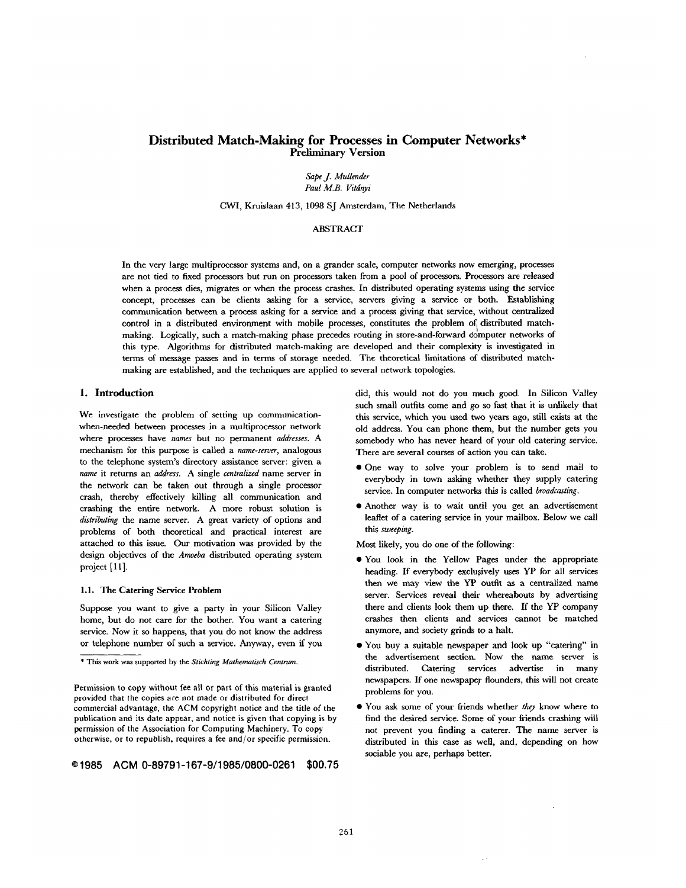# Distributed Match-Making for Processes in Computer Networks*

**Preliminary Version**

*Sape J. Mullender*
*Paul M.B. Vitányi*

CWI, Kruislaan 413, 1098 SJ Amsterdam, The Netherlands

## ABSTRACT

In the very large multiprocessor systems and, on a grander scale, computer networks now emerging, processes are not tied to fixed processors but run on processors taken from a pool of processors. Processors are released when a process dies, migrates or when the process crashes. In distributed operating systems using the service concept, processes can be clients asking for a service, servers giving a service or both. Establishing communication between a process asking for a service and a process giving that service, without centralized control in a distributed environment with mobile processes, constitutes the problem of distributed match-making. Logically, such a match-making phase precedes routing in store-and-forward computer networks of this type. Algorithms for distributed match-making are developed and their complexity is investigated in terms of message passes and in terms of storage needed. The theoretical limitations of distributed match-making are established, and the techniques are applied to several network topologies.

## 1. Introduction

We investigate the problem of setting up communication-when-needed between processes in a multiprocessor network where processes have *names* but no permanent *addresses*. A mechanism for this purpose is called a *name-server*, analogous to the telephone system's directory assistance server: given a *name* it returns an *address*. A single *centralized* name server in the network can be taken out through a single processor crash, thereby effectively killing all communication and crashing the entire network. A more robust solution is *distributing* the name server. A great variety of options and problems of both theoretical and practical interest are attached to this issue. Our motivation was provided by the design objectives of the *Amoeba* distributed operating system project [11].

### 1.1. The Catering Service Problem

Suppose you want to give a party in your Silicon Valley home, but do not care for the bother. You want a catering service. Now it so happens, that you do not know the address or telephone number of such a service. Anyway, even if you did, this would not do you much good. In Silicon Valley such small outfits come and go so fast that it is unlikely that this service, which you used two years ago, still exists at the old address. You can phone them, but the number gets you somebody who has never heard of your old catering service. There are several courses of action you can take.

- One way to solve your problem is to send mail to everybody in town asking whether they supply catering service. In computer networks this is called *broadcasting*.
- Another way is to wait until you get an advertisement leaflet of a catering service in your mailbox. Below we call this *sweeping*.

Most likely, you do one of the following:

- You look in the Yellow Pages under the appropriate heading. If everybody exclusively uses YP for all services then we may view the YP outfit as a centralized name server. Services reveal their whereabouts by advertising there and clients look them up there. If the YP company crashes then clients and services cannot be matched anymore, and society grinds to a halt.
- You buy a suitable newspaper and look up "catering" in the advertisement section. Now the name server is distributed. Catering services advertise in many newspapers. If one newspaper flounders, this will not create problems for you.
- You ask some of your friends whether *they* know where to find the desired service. Some of your friends crashing will not prevent you finding a caterer. The name server is distributed in this case as well, and, depending on how sociable you are, perhaps better.

---

\* This work was supported by the *Stichting Mathematisch Centrum*.

Permission to copy without fee all or part of this material is granted provided that the copies are not made or distributed for direct commercial advantage, the ACM copyright notice and the title of the publication and its date appear, and notice is given that copying is by permission of the Association for Computing Machinery. To copy otherwise, or to republish, requires a fee and/or specific permission.

©1985 ACM 0-89791-167-9/1985/0800-0261 $00.75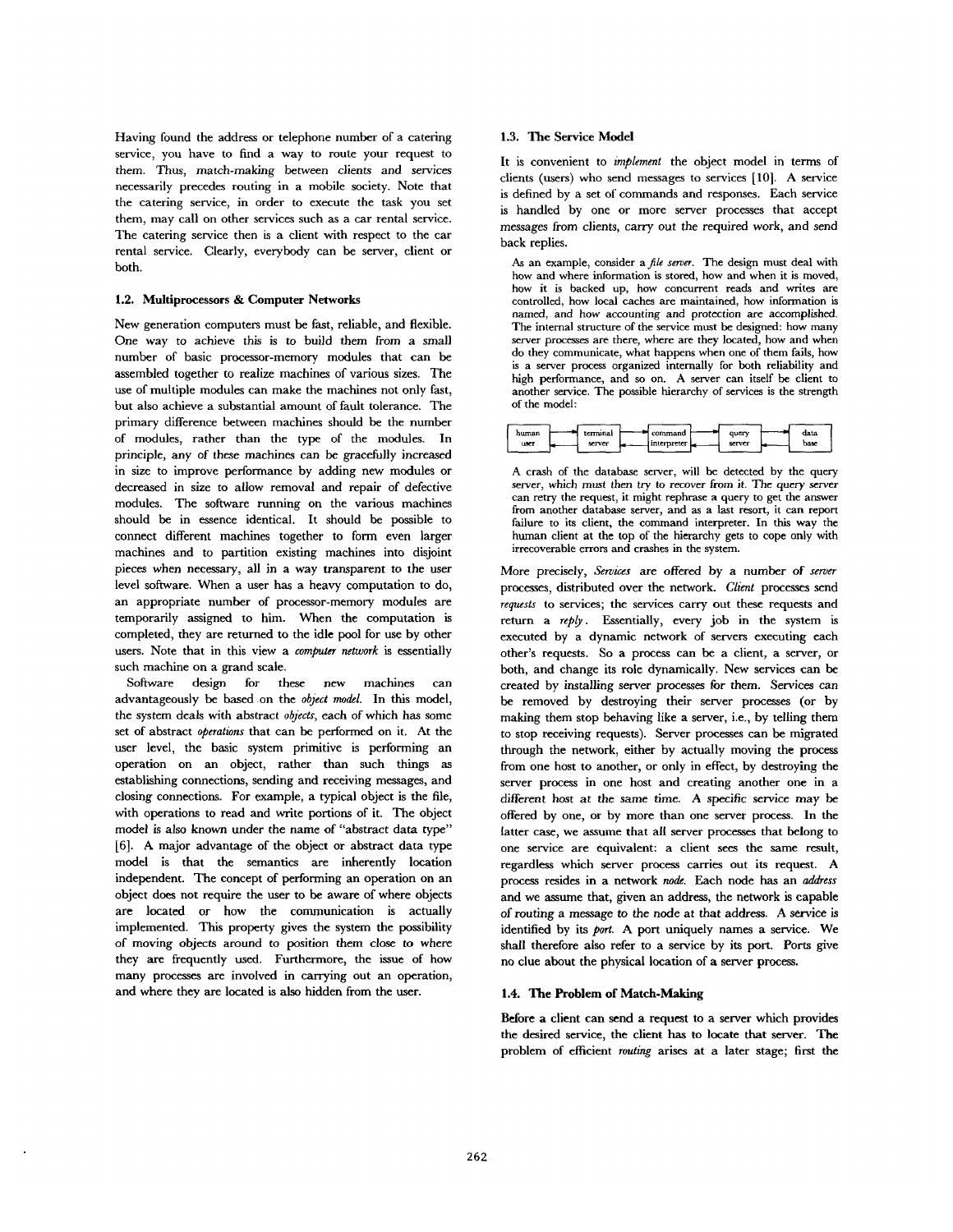Having found the address or telephone number of a catering service, you have to find a way to route your request to them. Thus, match-making between clients and services necessarily precedes routing in a mobile society. Note that the catering service, in order to execute the task you set them, may call on other services such as a car rental service. The catering service then is a client with respect to the car rental service. Clearly, everybody can be server, client or both.

### 1.2. Multiprocessors & Computer Networks

New generation computers must be fast, reliable, and flexible. One way to achieve this is to build them from a small number of basic processor-memory modules that can be assembled together to realize machines of various sizes. The use of multiple modules can make the machines not only fast, but also achieve a substantial amount of fault tolerance. The primary difference between machines should be the number of modules, rather than the type of the modules. In principle, any of these machines can be gracefully increased in size to improve performance by adding new modules or decreased in size to allow removal and repair of defective modules. The software running on the various machines should be in essence identical. It should be possible to connect different machines together to form even larger machines and to partition existing machines into disjoint pieces when necessary, all in a way transparent to the user level software. When a user has a heavy computation to do, an appropriate number of processor-memory modules are temporarily assigned to him. When the computation is completed, they are returned to the idle pool for use by other users. Note that in this view a *computer network* is essentially such machine on a grand scale.

Software design for these new machines can advantageously be based on the *object model*. In this model, the system deals with abstract *objects*, each of which has some set of abstract *operations* that can be performed on it. At the user level, the basic system primitive is performing an operation on an object, rather than such things as establishing connections, sending and receiving messages, and closing connections. For example, a typical object is the file, with operations to read and write portions of it. The object model is also known under the name of "abstract data type" [6]. A major advantage of the object or abstract data type model is that the semantics are inherently location independent. The concept of performing an operation on an object does not require the user to be aware of where objects are located or how the communication is actually implemented. This property gives the system the possibility of moving objects around to position them close to where they are frequently used. Furthermore, the issue of how many processes are involved in carrying out an operation, and where they are located is also hidden from the user.

### 1.3. The Service Model

It is convenient to *implement* the object model in terms of clients (users) who send messages to services [10]. A service is defined by a set of commands and responses. Each service is handled by one or more server processes that accept messages from clients, carry out the required work, and send back replies.

As an example, consider a *file server*. The design must deal with how and where information is stored, how and when it is moved, how it is backed up, how concurrent reads and writes are controlled, how local caches are maintained, how information is named, and how accounting and protection are accomplished. The internal structure of the service must be designed: how many server processes are there, where are they located, how and when do they communicate, what happens when one of them fails, how is a server process organized internally for both reliability and high performance, and so on. A server can itself be client to another service. The possible hierarchy of services is the strength of the model:

human user ⇄ terminal server ⇄ command interpreter ⇄ query server ⇄ data base

A crash of the database server, will be detected by the query server, which must then try to recover from it. The query server can retry the request, it might rephrase a query to get the answer from another database server, and as a last resort, it can report failure to its client, the command interpreter. In this way the human client at the top of the hierarchy gets to cope only with irrecoverable errors and crashes in the system.

More precisely, *Services* are offered by a number of *server* processes, distributed over the network. *Client* processes send *requests* to services; the services carry out these requests and return a *reply*. Essentially, every job in the system is executed by a dynamic network of servers executing each other's requests. So a process can be a client, a server, or both, and change its role dynamically. New services can be created by installing server processes for them. Services can be removed by destroying their server processes (or by making them stop behaving like a server, i.e., by telling them to stop receiving requests). Server processes can be migrated through the network, either by actually moving the process from one host to another, or only in effect, by destroying the server process in one host and creating another one in a different host at the same time. A specific service may be offered by one, or by more than one server process. In the latter case, we assume that all server processes that belong to one service are equivalent: a client sees the same result, regardless which server process carries out its request. A process resides in a network *node*. Each node has an *address* and we assume that, given an address, the network is capable of routing a message to the node at that address. A service is identified by its *port*. A port uniquely names a service. We shall therefore also refer to a service by its port. Ports give no clue about the physical location of a server process.

### 1.4. The Problem of Match-Making

Before a client can send a request to a server which provides the desired service, the client has to locate that server. The problem of efficient *routing* arises at a later stage; first the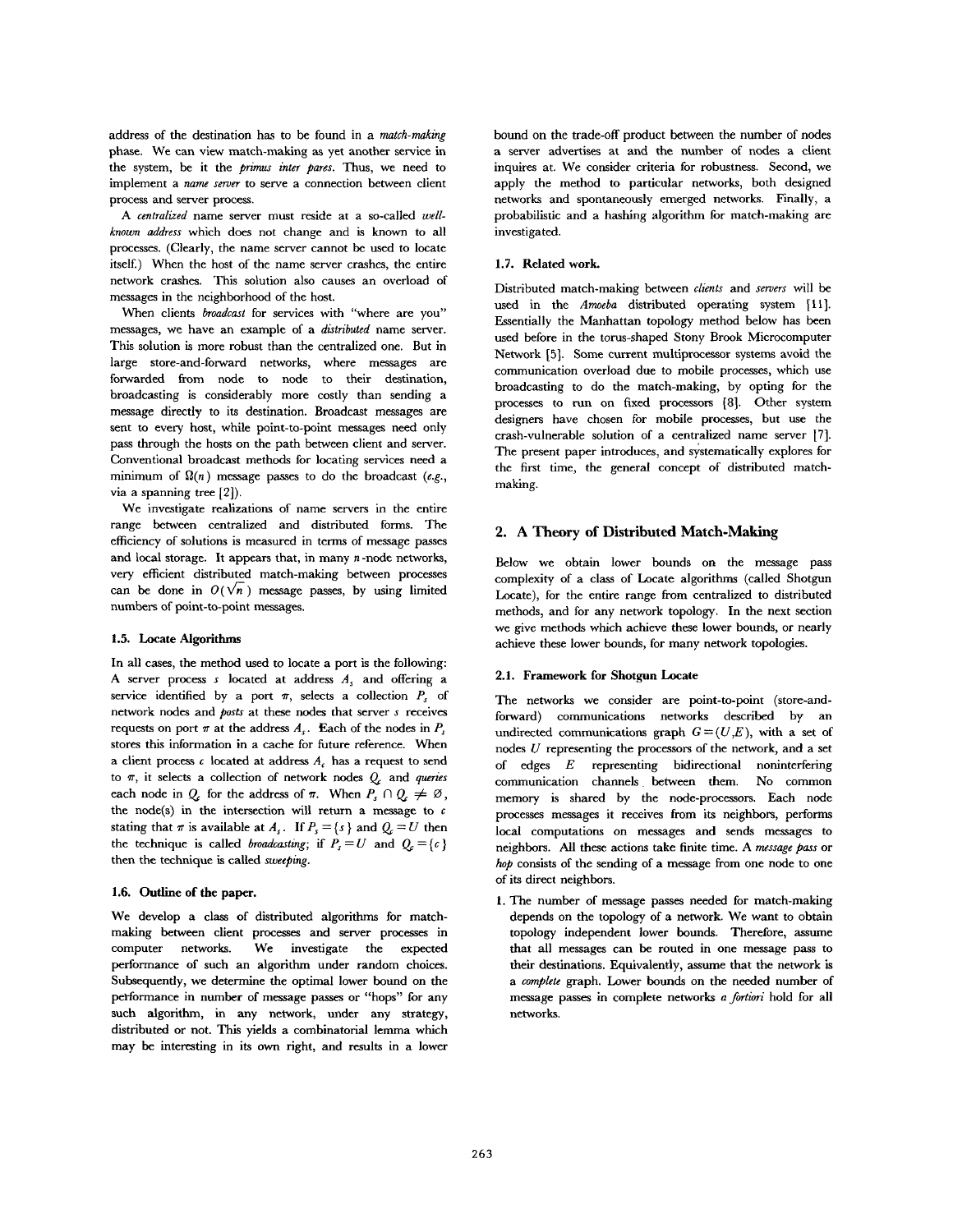address of the destination has to be found in a *match-making* phase. We can view match-making as yet another service in the system, be it the *primus inter pares*. Thus, we need to implement a *name server* to serve a connection between client process and server process.

A *centralized* name server must reside at a so-called *well-known address* which does not change and is known to all processes. (Clearly, the name server cannot be used to locate itself.) When the host of the name server crashes, the entire network crashes. This solution also causes an overload of messages in the neighborhood of the host.

When clients *broadcast* for services with "where are you" messages, we have an example of a *distributed* name server. This solution is more robust than the centralized one. But in large store-and-forward networks, where messages are forwarded from node to node to their destination, broadcasting is considerably more costly than sending a message directly to its destination. Broadcast messages are sent to every host, while point-to-point messages need only pass through the hosts on the path between client and server. Conventional broadcast methods for locating services need a minimum of $\Omega(n)$ message passes to do the broadcast (*e.g.*, via a spanning tree [2]).

We investigate realizations of name servers in the entire range between centralized and distributed forms. The efficiency of solutions is measured in terms of message passes and local storage. It appears that, in many $n$-node networks, very efficient distributed match-making between processes can be done in $O(\sqrt{n})$ message passes, by using limited numbers of point-to-point messages.

### 1.5. Locate Algorithms

In all cases, the method used to locate a port is the following: A server process $s$ located at address $A_s$ and offering a service identified by a port $\pi$, selects a collection $P_s$ of network nodes and *posts* at these nodes that server $s$ receives requests on port $\pi$ at the address $A_s$. Each of the nodes in $P_s$ stores this information in a cache for future reference. When a client process $c$ located at address $A_c$ has a request to send to $\pi$, it selects a collection of network nodes $Q_c$ and *queries* each node in $Q_c$ for the address of $\pi$. When $P_s \cap Q_c \neq \varnothing$, the node(s) in the intersection will return a message to $c$ stating that $\pi$ is available at $A_s$. If $P_s = \{s\}$ and $Q_c = U$ then the technique is called *broadcasting*; if $P_s = U$ and $Q_c = \{c\}$ then the technique is called *sweeping*.

### 1.6. Outline of the paper.

We develop a class of distributed algorithms for match-making between client processes and server processes in computer networks. We investigate the expected performance of such an algorithm under random choices. Subsequently, we determine the optimal lower bound on the performance in number of message passes or "hops" for any such algorithm, in any network, under any strategy, distributed or not. This yields a combinatorial lemma which may be interesting in its own right, and results in a lower bound on the trade-off product between the number of nodes a server advertises at and the number of nodes a client inquires at. We consider criteria for robustness. Second, we apply the method to particular networks, both designed networks and spontaneously emerged networks. Finally, a probabilistic and a hashing algorithm for match-making are investigated.

### 1.7. Related work.

Distributed match-making between *clients* and *servers* will be used in the *Amoeba* distributed operating system [11]. Essentially the Manhattan topology method below has been used before in the torus-shaped Stony Brook Microcomputer Network [5]. Some current multiprocessor systems avoid the communication overload due to mobile processes, which use broadcasting to do the match-making, by opting for the processes to run on fixed processors [8]. Other system designers have chosen for mobile processes, but use the crash-vulnerable solution of a centralized name server [7]. The present paper introduces, and systematically explores for the first time, the general concept of distributed match-making.

## 2. A Theory of Distributed Match-Making

Below we obtain lower bounds on the message pass complexity of a class of Locate algorithms (called Shotgun Locate), for the entire range from centralized to distributed methods, and for any network topology. In the next section we give methods which achieve these lower bounds, or nearly achieve these lower bounds, for many network topologies.

### 2.1. Framework for Shotgun Locate

The networks we consider are point-to-point (store-and-forward) communications networks described by an undirected communications graph $G = (U, E)$, with a set of nodes $U$ representing the processors of the network, and a set of edges $E$ representing bidirectional noninterfering communication channels between them. No common memory is shared by the node-processors. Each node processes messages it receives from its neighbors, performs local computations on messages and sends messages to neighbors. All these actions take finite time. A *message pass* or *hop* consists of the sending of a message from one node to one of its direct neighbors.

1. The number of message passes needed for match-making depends on the topology of a network. We want to obtain topology independent lower bounds. Therefore, assume that all messages can be routed in one message pass to their destinations. Equivalently, assume that the network is a *complete* graph. Lower bounds on the needed number of message passes in complete networks *a fortiori* hold for all networks.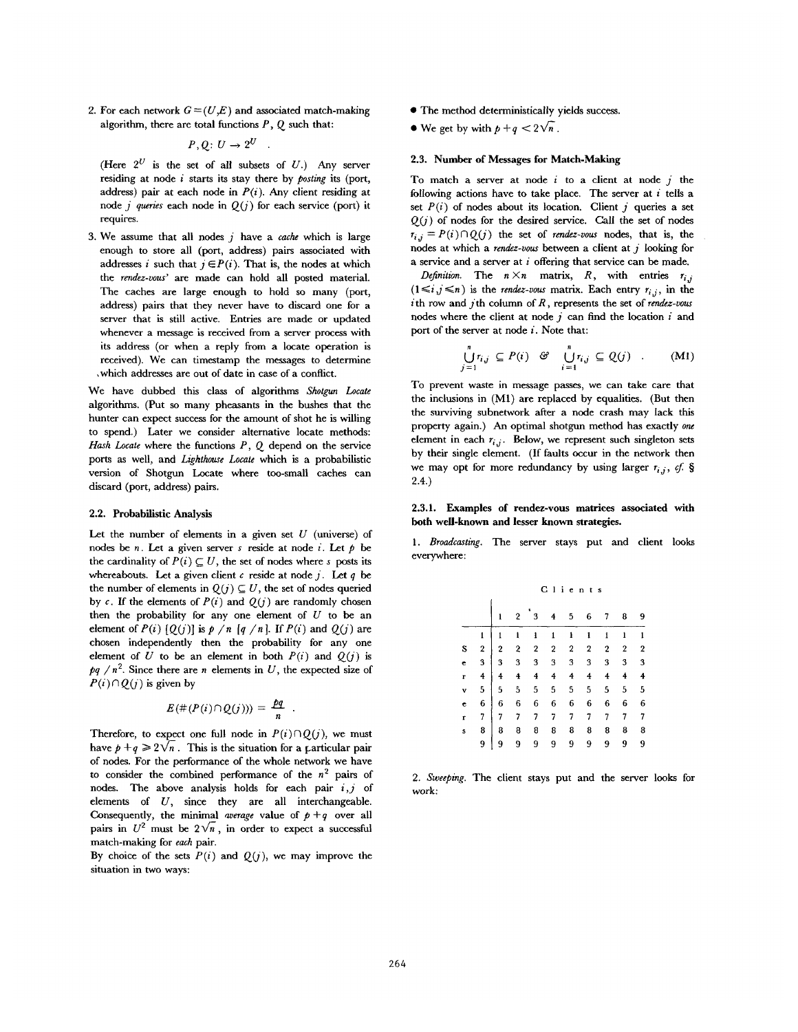2. For each network $G=(U,E)$ and associated match-making algorithm, there are total functions $P$, $Q$ such that:

$$P, Q: U \rightarrow 2^U \quad .$$

(Here $2^U$ is the set of all subsets of $U$.) Any server residing at node $i$ starts its stay there by *posting* its (port, address) pair at each node in $P(i)$. Any client residing at node $j$ *queries* each node in $Q(j)$ for each service (port) it requires.

3. We assume that all nodes $j$ have a *cache* which is large enough to store all (port, address) pairs associated with addresses $i$ such that $j \in P(i)$. That is, the nodes at which the *rendez-vous*' are made can hold all posted material. The caches are large enough to hold so many (port, address) pairs that they never have to discard one for a server that is still active. Entries are made or updated whenever a message is received from a server process with its address (or when a reply from a locate operation is received). We can timestamp the messages to determine which addresses are out of date in case of a conflict.

We have dubbed this class of algorithms *Shotgun Locate* algorithms. (Put so many pheasants in the bushes that the hunter can expect success for the amount of shot he is willing to spend.) Later we consider alternative locate methods: *Hash Locate* where the functions $P$, $Q$ depend on the service ports as well, and *Lighthouse Locate* which is a probabilistic version of Shotgun Locate where too-small caches can discard (port, address) pairs.

### 2.2. Probabilistic Analysis

Let the number of elements in a given set $U$ (universe) of nodes be $n$. Let a given server $s$ reside at node $i$. Let $p$ be the cardinality of $P(i) \subseteq U$, the set of nodes where $s$ posts its whereabouts. Let a given client $c$ reside at node $j$. Let $q$ be the number of elements in $Q(j) \subseteq U$, the set of nodes queried by $c$. If the elements of $P(i)$ and $Q(j)$ are randomly chosen then the probability for any one element of $U$ to be an element of $P(i)$ $[Q(j)]$ is $p/n$ $[q/n]$. If $P(i)$ and $Q(j)$ are chosen independently then the probability for any one element of $U$ to be an element in both $P(i)$ and $Q(j)$ is $pq/n^2$. Since there are $n$ elements in $U$, the expected size of $P(i) \cap Q(j)$ is given by

$$E(\#(P(i) \cap Q(j))) = \frac{pq}{n} \quad .$$

Therefore, to expect one full node in $P(i) \cap Q(j)$, we must have $p+q \geqslant 2\sqrt{n}$. This is the situation for a particular pair of nodes. For the performance of the whole network we have to consider the combined performance of the $n^2$ pairs of nodes. The above analysis holds for each pair $i,j$ of elements of $U$, since they are all interchangeable. Consequently, the minimal *average* value of $p+q$ over all pairs in $U^2$ must be $2\sqrt{n}$, in order to expect a successful match-making for *each* pair.

By choice of the sets $P(i)$ and $Q(j)$, we may improve the situation in two ways:

- The method deterministically yields success.
- We get by with $p+q < 2\sqrt{n}$.

### 2.3. Number of Messages for Match-Making

To match a server at node $i$ to a client at node $j$ the following actions have to take place. The server at $i$ tells a set $P(i)$ of nodes about its location. Client $j$ queries a set $Q(j)$ of nodes for the desired service. Call the set of nodes $r_{i,j} = P(i) \cap Q(j)$ the set of *rendez-vous* nodes, that is, the nodes at which a *rendez-vous* between a client at $j$ looking for a service and a server at $i$ offering that service can be made.

*Definition.* The $n \times n$ matrix, $R$, with entries $r_{i,j}$ $(1 \leqslant i,j \leqslant n)$ is the *rendez-vous* matrix. Each entry $r_{i,j}$, in the $i$th row and $j$th column of $R$, represents the set of *rendez-vous* nodes where the client at node $j$ can find the location $i$ and port of the server at node $i$. Note that:

$$\bigcup_{j=1}^{n} r_{i,j} \subseteq P(i) \quad \& \quad \bigcup_{i=1}^{n} r_{i,j} \subseteq Q(j) \quad . \qquad \text{(M1)}$$

To prevent waste in message passes, we can take care that the inclusions in (M1) are replaced by equalities. (But then the surviving subnetwork after a node crash may lack this property again.) An optimal shotgun method has exactly *one* element in each $r_{i,j}$. Below, we represent such singleton sets by their single element. (If faults occur in the network then we may opt for more redundancy by using larger $r_{i,j}$, *cf.* § 2.4.)

#### 2.3.1. Examples of rendez-vous matrices associated with both well-known and lesser known strategies.

1. *Broadcasting.* The server stays put and client looks everywhere:

| Servers \ Clients | 1 | 2 | 3 | 4 | 5 | 6 | 7 | 8 | 9 |
|---|---|---|---|---|---|---|---|---|---|
| 1 | 1 | 1 | 1 | 1 | 1 | 1 | 1 | 1 | 1 |
| 2 | 2 | 2 | 2 | 2 | 2 | 2 | 2 | 2 | 2 |
| 3 | 3 | 3 | 3 | 3 | 3 | 3 | 3 | 3 | 3 |
| 4 | 4 | 4 | 4 | 4 | 4 | 4 | 4 | 4 | 4 |
| 5 | 5 | 5 | 5 | 5 | 5 | 5 | 5 | 5 | 5 |
| 6 | 6 | 6 | 6 | 6 | 6 | 6 | 6 | 6 | 6 |
| 7 | 7 | 7 | 7 | 7 | 7 | 7 | 7 | 7 | 7 |
| 8 | 8 | 8 | 8 | 8 | 8 | 8 | 8 | 8 | 8 |
| 9 | 9 | 9 | 9 | 9 | 9 | 9 | 9 | 9 | 9 |

2. *Sweeping.* The client stays put and the server looks for work: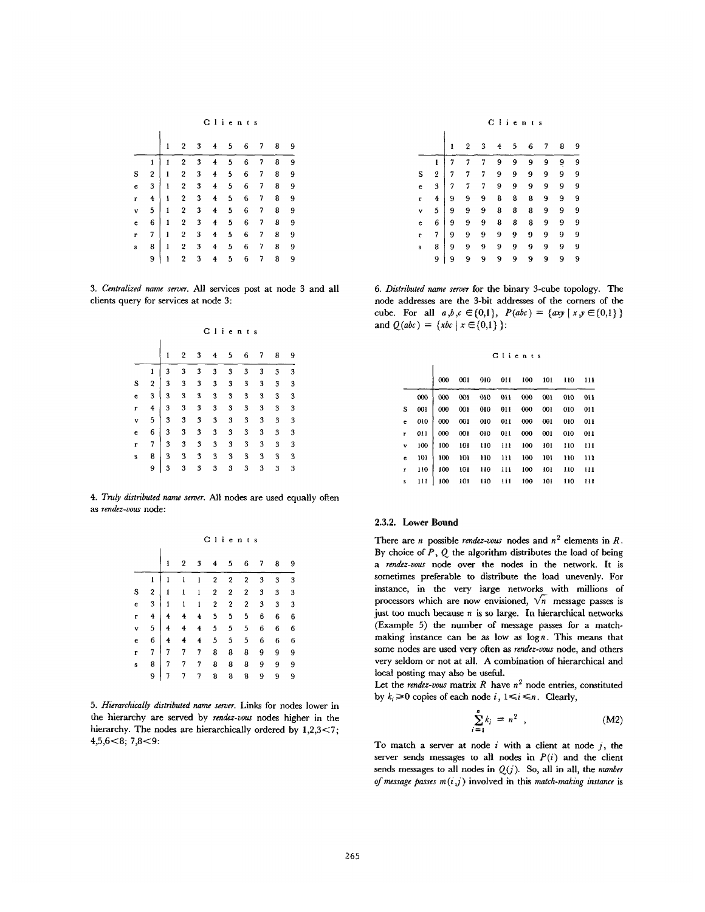| | Clients | | | | | | | | |
|---|---|---|---|---|---|---|---|---|---|
| Servers | 1 | 2 | 3 | 4 | 5 | 6 | 7 | 8 | 9 |
| 1 | 1 | 2 | 3 | 4 | 5 | 6 | 7 | 8 | 9 |
| 2 | 1 | 2 | 3 | 4 | 5 | 6 | 7 | 8 | 9 |
| 3 | 1 | 2 | 3 | 4 | 5 | 6 | 7 | 8 | 9 |
| 4 | 1 | 2 | 3 | 4 | 5 | 6 | 7 | 8 | 9 |
| 5 | 1 | 2 | 3 | 4 | 5 | 6 | 7 | 8 | 9 |
| 6 | 1 | 2 | 3 | 4 | 5 | 6 | 7 | 8 | 9 |
| 7 | 1 | 2 | 3 | 4 | 5 | 6 | 7 | 8 | 9 |
| 8 | 1 | 2 | 3 | 4 | 5 | 6 | 7 | 8 | 9 |
| 9 | 1 | 2 | 3 | 4 | 5 | 6 | 7 | 8 | 9 |

3. *Centralized name server.* All services post at node 3 and all clients query for services at node 3:

| | Clients | | | | | | | | |
|---|---|---|---|---|---|---|---|---|---|
| Servers | 1 | 2 | 3 | 4 | 5 | 6 | 7 | 8 | 9 |
| 1 | 3 | 3 | 3 | 3 | 3 | 3 | 3 | 3 | 3 |
| 2 | 3 | 3 | 3 | 3 | 3 | 3 | 3 | 3 | 3 |
| 3 | 3 | 3 | 3 | 3 | 3 | 3 | 3 | 3 | 3 |
| 4 | 3 | 3 | 3 | 3 | 3 | 3 | 3 | 3 | 3 |
| 5 | 3 | 3 | 3 | 3 | 3 | 3 | 3 | 3 | 3 |
| 6 | 3 | 3 | 3 | 3 | 3 | 3 | 3 | 3 | 3 |
| 7 | 3 | 3 | 3 | 3 | 3 | 3 | 3 | 3 | 3 |
| 8 | 3 | 3 | 3 | 3 | 3 | 3 | 3 | 3 | 3 |
| 9 | 3 | 3 | 3 | 3 | 3 | 3 | 3 | 3 | 3 |

4. *Truly distributed name server.* All nodes are used equally often as *rendez-vous* node:

| | Clients | | | | | | | | |
|---|---|---|---|---|---|---|---|---|---|
| Servers | 1 | 2 | 3 | 4 | 5 | 6 | 7 | 8 | 9 |
| 1 | 1 | 1 | 1 | 2 | 2 | 2 | 3 | 3 | 3 |
| 2 | 1 | 1 | 1 | 2 | 2 | 2 | 3 | 3 | 3 |
| 3 | 1 | 1 | 1 | 2 | 2 | 2 | 3 | 3 | 3 |
| 4 | 4 | 4 | 4 | 5 | 5 | 5 | 6 | 6 | 6 |
| 5 | 4 | 4 | 4 | 5 | 5 | 5 | 6 | 6 | 6 |
| 6 | 4 | 4 | 4 | 5 | 5 | 5 | 6 | 6 | 6 |
| 7 | 7 | 7 | 7 | 8 | 8 | 8 | 9 | 9 | 9 |
| 8 | 7 | 7 | 7 | 8 | 8 | 8 | 9 | 9 | 9 |
| 9 | 7 | 7 | 7 | 8 | 8 | 8 | 9 | 9 | 9 |

5. *Hierarchically distributed name server.* Links for nodes lower in the hierarchy are served by *rendez-vous* nodes higher in the hierarchy. The nodes are hierarchically ordered by 1,2,3<7; 4,5,6<8; 7,8<9:

| | Clients | | | | | | | | |
|---|---|---|---|---|---|---|---|---|---|
| Servers | 1 | 2 | 3 | 4 | 5 | 6 | 7 | 8 | 9 |
| 1 | 7 | 7 | 7 | 9 | 9 | 9 | 9 | 9 | 9 |
| 2 | 7 | 7 | 7 | 9 | 9 | 9 | 9 | 9 | 9 |
| 3 | 7 | 7 | 7 | 9 | 9 | 9 | 9 | 9 | 9 |
| 4 | 9 | 9 | 9 | 8 | 8 | 8 | 9 | 9 | 9 |
| 5 | 9 | 9 | 9 | 8 | 8 | 8 | 9 | 9 | 9 |
| 6 | 9 | 9 | 9 | 8 | 8 | 8 | 9 | 9 | 9 |
| 7 | 9 | 9 | 9 | 9 | 9 | 9 | 9 | 9 | 9 |
| 8 | 9 | 9 | 9 | 9 | 9 | 9 | 9 | 9 | 9 |
| 9 | 9 | 9 | 9 | 9 | 9 | 9 | 9 | 9 | 9 |

6. *Distributed name server* for the binary 3-cube topology. The node addresses are the 3-bit addresses of the corners of the cube. For all $a,b,c \in \{0,1\}$, $P(abc) = \{axy \mid x,y \in \{0,1\}\}$ and $Q(abc) = \{xbc \mid x \in \{0,1\}\}$:

| | Clients | | | | | | | |
|---|---|---|---|---|---|---|---|---|
| Servers | 000 | 001 | 010 | 011 | 100 | 101 | 110 | 111 |
| 000 | 000 | 001 | 010 | 011 | 000 | 001 | 010 | 011 |
| 001 | 000 | 001 | 010 | 011 | 000 | 001 | 010 | 011 |
| 010 | 000 | 001 | 010 | 011 | 000 | 001 | 010 | 011 |
| 011 | 000 | 001 | 010 | 011 | 000 | 001 | 010 | 011 |
| 100 | 100 | 101 | 110 | 111 | 100 | 101 | 110 | 111 |
| 101 | 100 | 101 | 110 | 111 | 100 | 101 | 110 | 111 |
| 110 | 100 | 101 | 110 | 111 | 100 | 101 | 110 | 111 |
| 111 | 100 | 101 | 110 | 111 | 100 | 101 | 110 | 111 |

#### 2.3.2. Lower Bound

There are $n$ possible *rendez-vous* nodes and $n^2$ elements in $R$. By choice of $P$, $Q$ the algorithm distributes the load of being a *rendez-vous* node over the nodes in the network. It is sometimes preferable to distribute the load unevenly. For instance, in the very large networks with millions of processors which are now envisioned, $\sqrt{n}$ message passes is just too much because $n$ is so large. In hierarchical networks (Example 5) the number of message passes for a match-making instance can be as low as $\log n$. This means that some nodes are used very often as *rendez-vous* node, and others very seldom or not at all. A combination of hierarchical and local posting may also be useful.

Let the *rendez-vous* matrix $R$ have $n^2$ node entries, constituted by $k_i \geq 0$ copies of each node $i$, $1 \leq i \leq n$. Clearly,

$$\sum_{i=1}^{n} k_i = n^2 , \tag{M2}$$

To match a server at node $i$ with a client at node $j$, the server sends messages to all nodes in $P(i)$ and the client sends messages to all nodes in $Q(j)$. So, all in all, the *number of message passes* $m(i,j)$ involved in this *match-making instance* is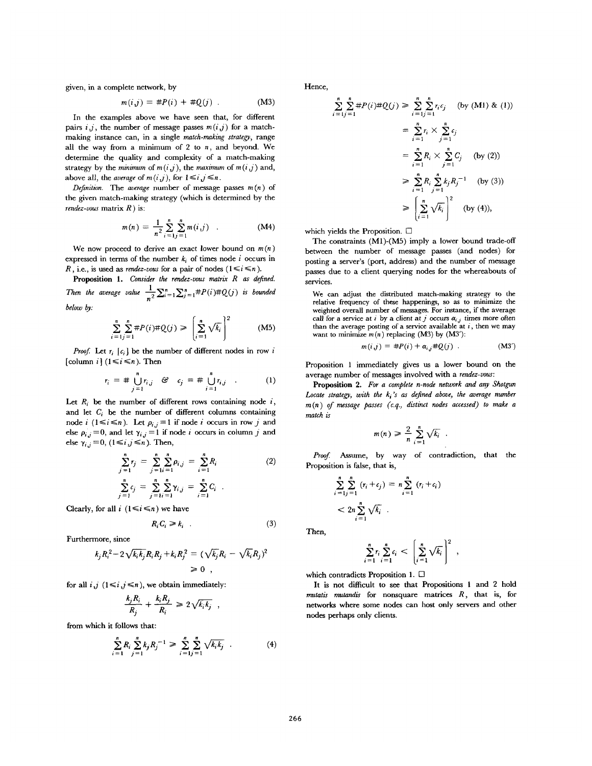given, in a complete network, by

$$m(i,j) = \#P(i) + \#Q(j) \quad . \tag{M3}$$

In the examples above we have seen that, for different pairs $i,j$, the number of message passes $m(i,j)$ for a match-making instance can, in a single *match-making strategy*, range all the way from a minimum of 2 to $n$, and beyond. We determine the quality and complexity of a match-making strategy by the *minimum* of $m(i,j)$, the *maximum* of $m(i,j)$ and, above all, the *average* of $m(i,j)$, for $1 \leq i,j \leq n$.

*Definition.* The *average* number of message passes $m(n)$ of the given match-making strategy (which is determined by the *rendez-vous* matrix $R$) is:

$$m(n) = \frac{1}{n^2} \sum_{i=1}^{n} \sum_{j=1}^{n} m(i,j) \quad . \tag{M4}$$

We now proceed to derive an exact lower bound on $m(n)$ expressed in terms of the number $k_i$ of times node $i$ occurs in $R$, i.e., is used as *rendez-vous* for a pair of nodes $(1 \leq i \leq n)$.

**Proposition 1.** *Consider the rendez-vous matrix $R$ as defined. Then the average value $\frac{1}{n^2}\sum_{i=1}^{n}\sum_{j=1}^{n}\#P(i)\#Q(j)$ is bounded below by:*

$$\sum_{i=1}^{n} \sum_{j=1}^{n} \#P(i)\#Q(j) \geq \left[ \sum_{i=1}^{n} \sqrt{k_i} \right]^2 \tag{M5}$$

*Proof.* Let $r_i$ $[c_i]$ be the number of different nodes in row $i$ [column $i$] $(1 \leq i \leq n)$. Then

$$r_i = \# \bigcup_{j=1}^{n} r_{i,j} \quad \& \quad c_j = \# \bigcup_{i=1}^{n} r_{i,j} \quad . \tag{1}$$

Let $R_i$ be the number of different rows containing node $i$, and let $C_i$ be the number of different columns containing node $i$ $(1 \leq i \leq n)$. Let $\rho_{i,j} = 1$ if node $i$ occurs in row $j$ and else $\rho_{i,j} = 0$, and let $\gamma_{i,j} = 1$ if node $i$ occurs in column $j$ and else $\gamma_{i,j} = 0$, $(1 \leq i,j \leq n)$. Then,

$$\sum_{j=1}^{n} r_j = \sum_{j=1}^{n} \sum_{i=1}^{n} \rho_{i,j} = \sum_{i=1}^{n} R_i \tag{2}$$

$$\sum_{j=1}^{n} c_j = \sum_{j=1}^{n} \sum_{i=1}^{n} \gamma_{i,j} = \sum_{i=1}^{n} C_i \quad .$$

Clearly, for all $i$ $(1 \leq i \leq n)$ we have

$$R_i C_i \geq k_i \quad . \tag{3}$$

Furthermore, since

$$k_j R_i^2 - 2\sqrt{k_i k_j} R_i R_j + k_i R_j^2 = (\sqrt{k_j} R_i - \sqrt{k_i} R_j)^2 \geq 0 \ ,$$

for all $i,j$ $(1 \leq i,j \leq n)$, we obtain immediately:

$$\frac{k_j R_i}{R_j} + \frac{k_i R_j}{R_i} \geq 2\sqrt{k_i k_j} \ ,$$

from which it follows that:

$$\sum_{i=1}^{n} R_i \sum_{j=1}^{n} k_j R_j^{-1} \geq \sum_{i=1}^{n} \sum_{j=1}^{n} \sqrt{k_i k_j} \quad . \tag{4}$$

Hence,

$$\begin{aligned}
\sum_{i=1}^{n} \sum_{j=1}^{n} \#P(i)\#Q(j) &\geq \sum_{i=1}^{n} \sum_{j=1}^{n} r_i c_j \quad \text{(by (M1) \& (1))} \\
&= \sum_{i=1}^{n} r_i \times \sum_{j=1}^{n} c_j \\
&= \sum_{i=1}^{n} R_i \times \sum_{j=1}^{n} C_j \quad \text{(by (2))} \\
&\geq \sum_{i=1}^{n} R_i \sum_{j=1}^{n} k_j R_j^{-1} \quad \text{(by (3))} \\
&\geq \left[ \sum_{i=1}^{n} \sqrt{k_i} \right]^2 \quad \text{(by (4))},
\end{aligned}$$

which yields the Proposition. □

The constraints (M1)-(M5) imply a lower bound trade-off between the number of message passes (and nodes) for posting a server's (port, address) and the number of message passes due to a client querying nodes for the whereabouts of services.

We can adjust the distributed match-making strategy to the relative frequency of these happenings, so as to minimize the weighted overall number of messages. For instance, if the average call for a service at $i$ by a client at $j$ occurs $\alpha_{i,j}$ times more often than the average posting of a service available at $i$, then we may want to minimize $m(n)$ replacing (M3) by (M3'):

$$m(i,j) = \#P(i) + \alpha_{i,j}\#Q(j) \quad . \tag{M3'}$$

Proposition 1 immediately gives us a lower bound on the average number of messages involved with a *rendez-vous*:

**Proposition 2.** *For a complete n-node network and any Shotgun Locate strategy, with the $k_i$'s as defined above, the average number $m(n)$ of message passes (c.q., distinct nodes accessed) to make a match is*

$$m(n) \geq \frac{2}{n} \sum_{i=1}^{n} \sqrt{k_i} \ .$$

*Proof.* Assume, by way of contradiction, that the Proposition is false, that is,

$$\sum_{i=1}^{n} \sum_{j=1}^{n} (r_i + c_j) = n \sum_{i=1}^{n} (r_i + c_i) < 2n \sum_{i=1}^{n} \sqrt{k_i} \ .$$

Then,

$$\sum_{i=1}^{n} r_i \sum_{i=1}^{n} c_i < \left[ \sum_{i=1}^{n} \sqrt{k_i} \right]^2 ,$$

which contradicts Proposition 1. □

It is not difficult to see that Propositions 1 and 2 hold *mutatis mutandis* for nonsquare matrices $R$, that is, for networks where some nodes can host only servers and other nodes perhaps only clients.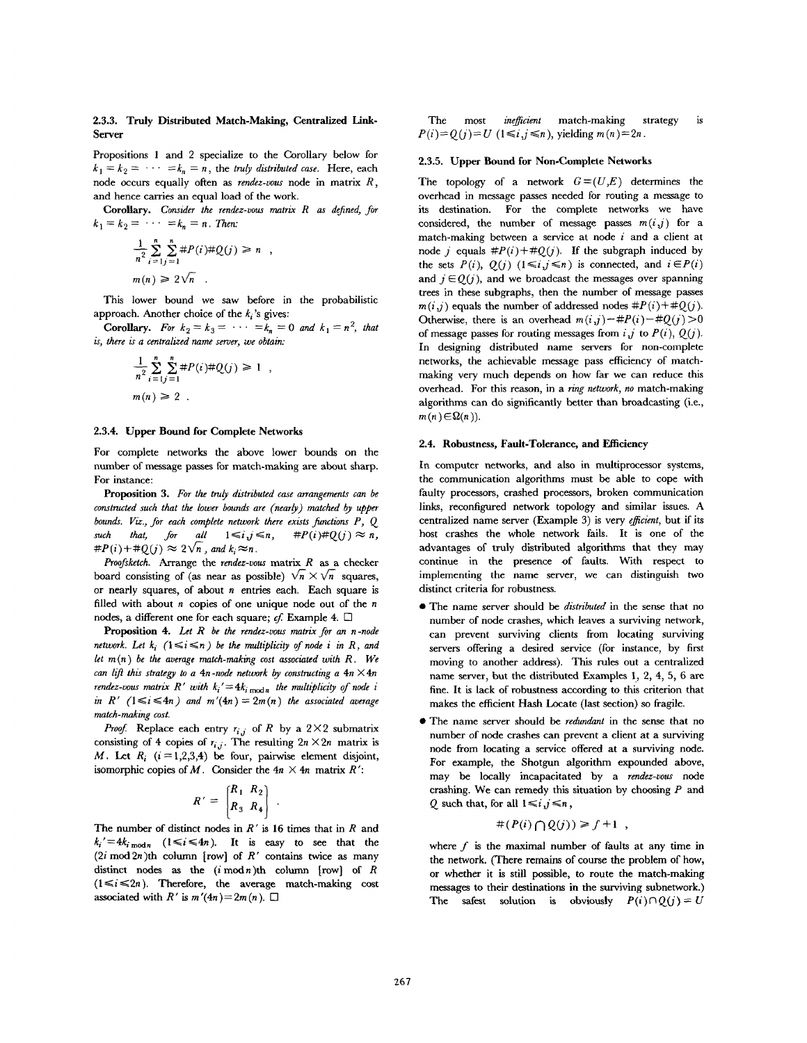### 2.3.3. Truly Distributed Match-Making, Centralized Link-Server

Propositions 1 and 2 specialize to the Corollary below for $k_1 = k_2 = \cdots = k_n = n$, the *truly distributed case.* Here, each node occurs equally often as *rendez-vous* node in matrix $R$, and hence carries an equal load of the work.

**Corollary.** *Consider the rendez-vous matrix R as defined, for* $k_1 = k_2 = \cdots = k_n = n$. *Then:*

$$\frac{1}{n^2}\sum_{i=1}^{n}\sum_{j=1}^{n} \#P(i)\#Q(j) \geq n \ ,$$

$$m(n) \geq 2\sqrt{n} \ .$$

This lower bound we saw before in the probabilistic approach. Another choice of the $k_i$'s gives:

**Corollary.** *For* $k_2 = k_3 = \cdots = k_n = 0$ *and* $k_1 = n^2$, *that is, there is a centralized name server, we obtain:*

$$\frac{1}{n^2}\sum_{i=1}^{n}\sum_{j=1}^{n} \#P(i)\#Q(j) \geq 1 \ ,$$

$$m(n) \geq 2 \ .$$

### 2.3.4. Upper Bound for Complete Networks

For complete networks the above lower bounds on the number of message passes for match-making are about sharp. For instance:

**Proposition 3.** *For the truly distributed case arrangements can be constructed such that the lower bounds are (nearly) matched by upper bounds. Viz., for each complete network there exists functions P, Q such that, for all* $1 \leq i,j \leq n$, $\#P(i)\#Q(j) \approx n$, $\#P(i)+\#Q(j) \approx 2\sqrt{n}$, *and* $k_i \approx n$.

*Proofsketch.* Arrange the *rendez-vous* matrix $R$ as a checker board consisting of (as near as possible) $\sqrt{n} \times \sqrt{n}$ squares, or nearly squares, of about $n$ entries each. Each square is filled with about $n$ copies of one unique node out of the $n$ nodes, a different one for each square; *cf.* Example 4. □

**Proposition 4.** *Let R be the rendez-vous matrix for an n-node network. Let* $k_i$ $(1 \leq i \leq n)$ *be the multiplicity of node i in R, and let m(n) be the average match-making cost associated with R. We can lift this strategy to a 4n-node network by constructing a* $4n \times 4n$ *rendez-vous matrix R′ with* $k_i' = 4k_{i \bmod n}$ *the multiplicity of node i in R′* $(1 \leq i \leq 4n)$ *and* $m'(4n) = 2m(n)$ *the associated average match-making cost.*

*Proof.* Replace each entry $r_{i,j}$ of $R$ by a $2 \times 2$ submatrix consisting of 4 copies of $r_{i,j}$. The resulting $2n \times 2n$ matrix is $M$. Let $R_i$ $(i = 1,2,3,4)$ be four, pairwise element disjoint, isomorphic copies of $M$. Consider the $4n \times 4n$ matrix $R'$:

$$R' = \begin{bmatrix} R_1 & R_2 \\ R_3 & R_4 \end{bmatrix} \ .$$

The number of distinct nodes in $R'$ is 16 times that in $R$ and $k_i' = 4k_{i \bmod n}$ $(1 \leq i \leq 4n)$. It is easy to see that the $(2i \bmod 2n)$th column [row] of $R'$ contains twice as many distinct nodes as the $(i \bmod n)$th column [row] of $R$ $(1 \leq i \leq 2n)$. Therefore, the average match-making cost associated with $R'$ is $m'(4n) = 2m(n)$. □

The most *inefficient* match-making strategy is $P(i) = Q(j) = U$ $(1 \leq i,j \leq n)$, yielding $m(n) = 2n$.

### 2.3.5. Upper Bound for Non-Complete Networks

The topology of a network $G = (U,E)$ determines the overhead in message passes needed for routing a message to its destination. For the complete networks we have considered, the number of message passes $m(i,j)$ for a match-making between a service at node $i$ and a client at node $j$ equals $\#P(i)+\#Q(j)$. If the subgraph induced by the sets $P(i)$, $Q(j)$ $(1 \leq i,j \leq n)$ is connected, and $i \in P(i)$ and $j \in Q(j)$, and we broadcast the messages over spanning trees in these subgraphs, then the number of message passes $m(i,j)$ equals the number of addressed nodes $\#P(i)+\#Q(j)$. Otherwise, there is an overhead $m(i,j) - \#P(i) - \#Q(j) > 0$ of message passes for routing messages from $i,j$ to $P(i)$, $Q(j)$. In designing distributed name servers for non-complete networks, the achievable message pass efficiency of match-making very much depends on how far we can reduce this overhead. For this reason, in a *ring network*, *no* match-making algorithms can do significantly better than broadcasting (i.e., $m(n) \in \Omega(n)$).

## 2.4. Robustness, Fault-Tolerance, and Efficiency

In computer networks, and also in multiprocessor systems, the communication algorithms must be able to cope with faulty processors, crashed processors, broken communication links, reconfigured network topology and similar issues. A centralized name server (Example 3) is very *efficient*, but if its host crashes the whole network fails. It is one of the advantages of truly distributed algorithms that they may continue in the presence of faults. With respect to implementing the name server, we can distinguish two distinct criteria for robustness.

- The name server should be *distributed* in the sense that no number of node crashes, which leaves a surviving network, can prevent surviving clients from locating surviving servers offering a desired service (for instance, by first moving to another address). This rules out a centralized name server, but the distributed Examples 1, 2, 4, 5, 6 are fine. It is lack of robustness according to this criterion that makes the efficient Hash Locate (last section) so fragile.
- The name server should be *redundant* in the sense that no number of node crashes can prevent a client at a surviving node from locating a service offered at a surviving node. For example, the Shotgun algorithm expounded above, may be locally incapacitated by a *rendez-vous* node crashing. We can remedy this situation by choosing $P$ and $Q$ such that, for all $1 \leq i,j \leq n$,

$$\#(P(i) \cap Q(j)) \geq f+1 \ ,$$

where $f$ is the maximal number of faults at any time in the network. (There remains of course the problem of how, or whether it is still possible, to route the match-making messages to their destinations in the surviving subnetwork.) The safest solution is obviously $P(i) \cap Q(j) = U$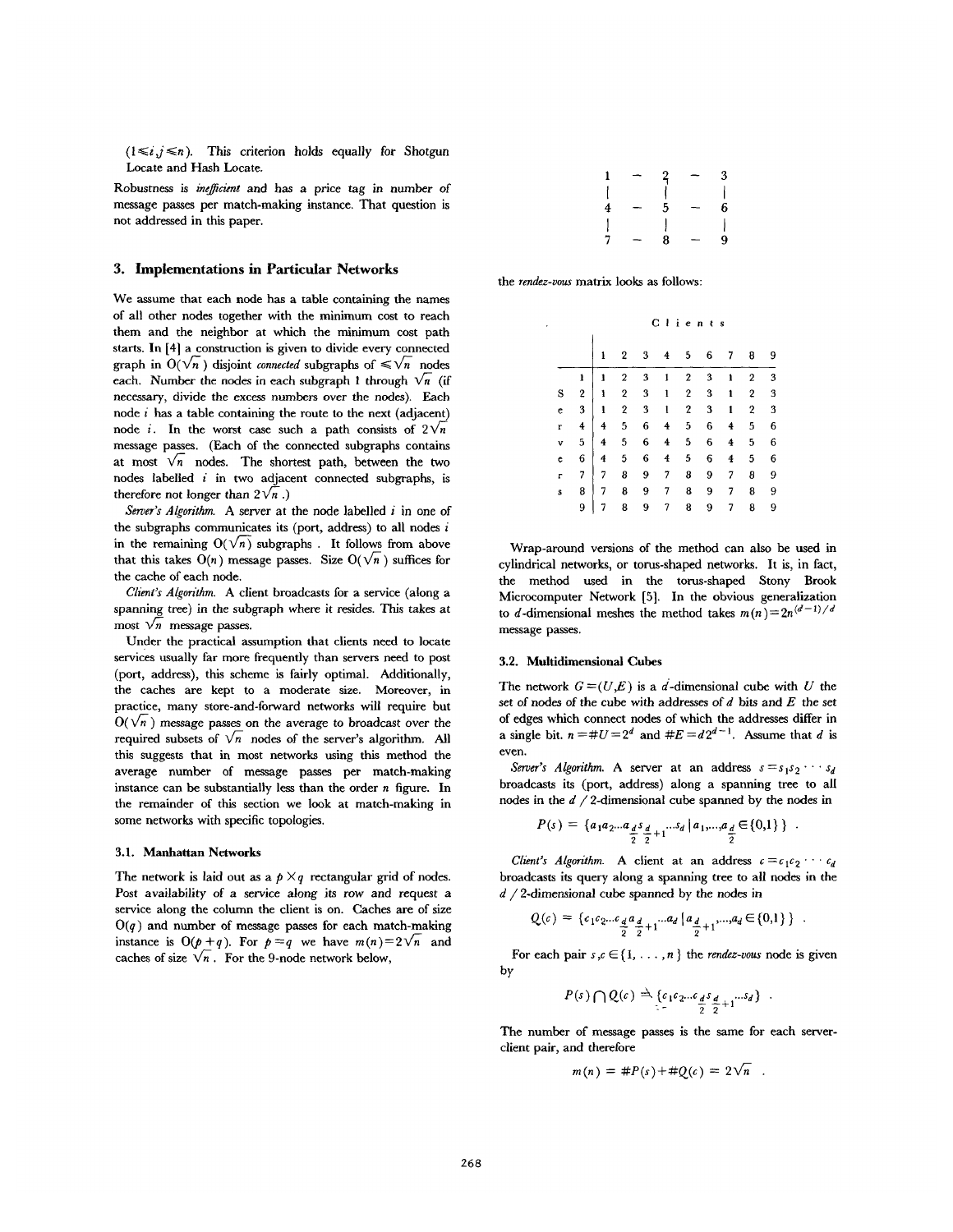($1 \leq i, j \leq n$). This criterion holds equally for Shotgun Locate and Hash Locate.

Robustness is *inefficient* and has a price tag in number of message passes per match-making instance. That question is not addressed in this paper.

## 3. Implementations in Particular Networks

We assume that each node has a table containing the names of all other nodes together with the minimum cost to reach them and the neighbor at which the minimum cost path starts. In [4] a construction is given to divide every connected graph in $O(\sqrt{n})$ disjoint *connected* subgraphs of $\leq \sqrt{n}$ nodes each. Number the nodes in each subgraph 1 through $\sqrt{n}$ (if necessary, divide the excess numbers over the nodes). Each node $i$ has a table containing the route to the next (adjacent) node $i$. In the worst case such a path consists of $2\sqrt{n}$ message passes. (Each of the connected subgraphs contains at most $\sqrt{n}$ nodes. The shortest path, between the two nodes labelled $i$ in two adjacent connected subgraphs, is therefore not longer than $2\sqrt{n}$.)

*Server's Algorithm.* A server at the node labelled $i$ in one of the subgraphs communicates its (port, address) to all nodes $i$ in the remaining $O(\sqrt{n})$ subgraphs. It follows from above that this takes $O(n)$ message passes. Size $O(\sqrt{n})$ suffices for the cache of each node.

*Client's Algorithm.* A client broadcasts for a service (along a spanning tree) in the subgraph where it resides. This takes at most $\sqrt{n}$ message passes.

Under the practical assumption that clients need to locate services usually far more frequently than servers need to post (port, address), this scheme is fairly optimal. Additionally, the caches are kept to a moderate size. Moreover, in practice, many store-and-forward networks will require but $O(\sqrt{n})$ message passes on the average to broadcast over the required subsets of $\sqrt{n}$ nodes of the server's algorithm. All this suggests that in most networks using this method the average number of message passes per match-making instance can be substantially less than the order $n$ figure. In the remainder of this section we look at match-making in some networks with specific topologies.

### 3.1. Manhattan Networks

The network is laid out as a $p \times q$ rectangular grid of nodes. Post availability of a service along its row and request a service along the column the client is on. Caches are of size $O(q)$ and number of message passes for each match-making instance is $O(p+q)$. For $p=q$ we have $m(n)=2\sqrt{n}$ and caches of size $\sqrt{n}$. For the 9-node network below,

```
1 — 2 — 3
|   |   |
4 — 5 — 6
|   |   |
7 — 8 — 9
```

the *rendez-vous* matrix looks as follows:

| | | Clients | | | | | | | | |
|---|---|---|---|---|---|---|---|---|---|---|
| | | 1 | 2 | 3 | 4 | 5 | 6 | 7 | 8 | 9 |
| | 1 | 1 | 2 | 3 | 1 | 2 | 3 | 1 | 2 | 3 |
| S | 2 | 1 | 2 | 3 | 1 | 2 | 3 | 1 | 2 | 3 |
| e | 3 | 1 | 2 | 3 | 1 | 2 | 3 | 1 | 2 | 3 |
| r | 4 | 4 | 5 | 6 | 4 | 5 | 6 | 4 | 5 | 6 |
| v | 5 | 4 | 5 | 6 | 4 | 5 | 6 | 4 | 5 | 6 |
| e | 6 | 4 | 5 | 6 | 4 | 5 | 6 | 4 | 5 | 6 |
| r | 7 | 7 | 8 | 9 | 7 | 8 | 9 | 7 | 8 | 9 |
| s | 8 | 7 | 8 | 9 | 7 | 8 | 9 | 7 | 8 | 9 |
| | 9 | 7 | 8 | 9 | 7 | 8 | 9 | 7 | 8 | 9 |

Wrap-around versions of the method can also be used in cylindrical networks, or torus-shaped networks. It is, in fact, the method used in the torus-shaped Stony Brook Microcomputer Network [5]. In the obvious generalization to $d$-dimensional meshes the method takes $m(n)=2n^{(d-1)/d}$ message passes.

### 3.2. Multidimensional Cubes

The network $G=(U,E)$ is a $d$-dimensional cube with $U$ the set of nodes of the cube with addresses of $d$ bits and $E$ the set of edges which connect nodes of which the addresses differ in a single bit. $n=\#U=2^d$ and $\#E=d2^{d-1}$. Assume that $d$ is even.

*Server's Algorithm.* A server at an address $s=s_1s_2 \cdots s_d$ broadcasts its (port, address) along a spanning tree to all nodes in the $d/2$-dimensional cube spanned by the nodes in

$$P(s) = \{a_1a_2 \ldots a_{\frac{d}{2}} s_{\frac{d}{2}+1} \ldots s_d \mid a_1, \ldots, a_{\frac{d}{2}} \in \{0,1\}\} .$$

*Client's Algorithm.* A client at an address $c=c_1c_2 \cdots c_d$ broadcasts its query along a spanning tree to all nodes in the $d/2$-dimensional cube spanned by the nodes in

$$Q(c) = \{c_1c_2 \ldots c_{\frac{d}{2}} a_{\frac{d}{2}+1} \ldots a_d \mid a_{\frac{d}{2}+1}, \ldots, a_d \in \{0,1\}\} .$$

For each pair $s,c \in \{1, \ldots, n\}$ the *rendez-vous* node is given by

$$P(s) \cap Q(c) = \{c_1c_2 \ldots c_{\frac{d}{2}} s_{\frac{d}{2}+1} \ldots s_d\} .$$

The number of message passes is the same for each server-client pair, and therefore

$$m(n) = \#P(s) + \#Q(c) = 2\sqrt{n} .$$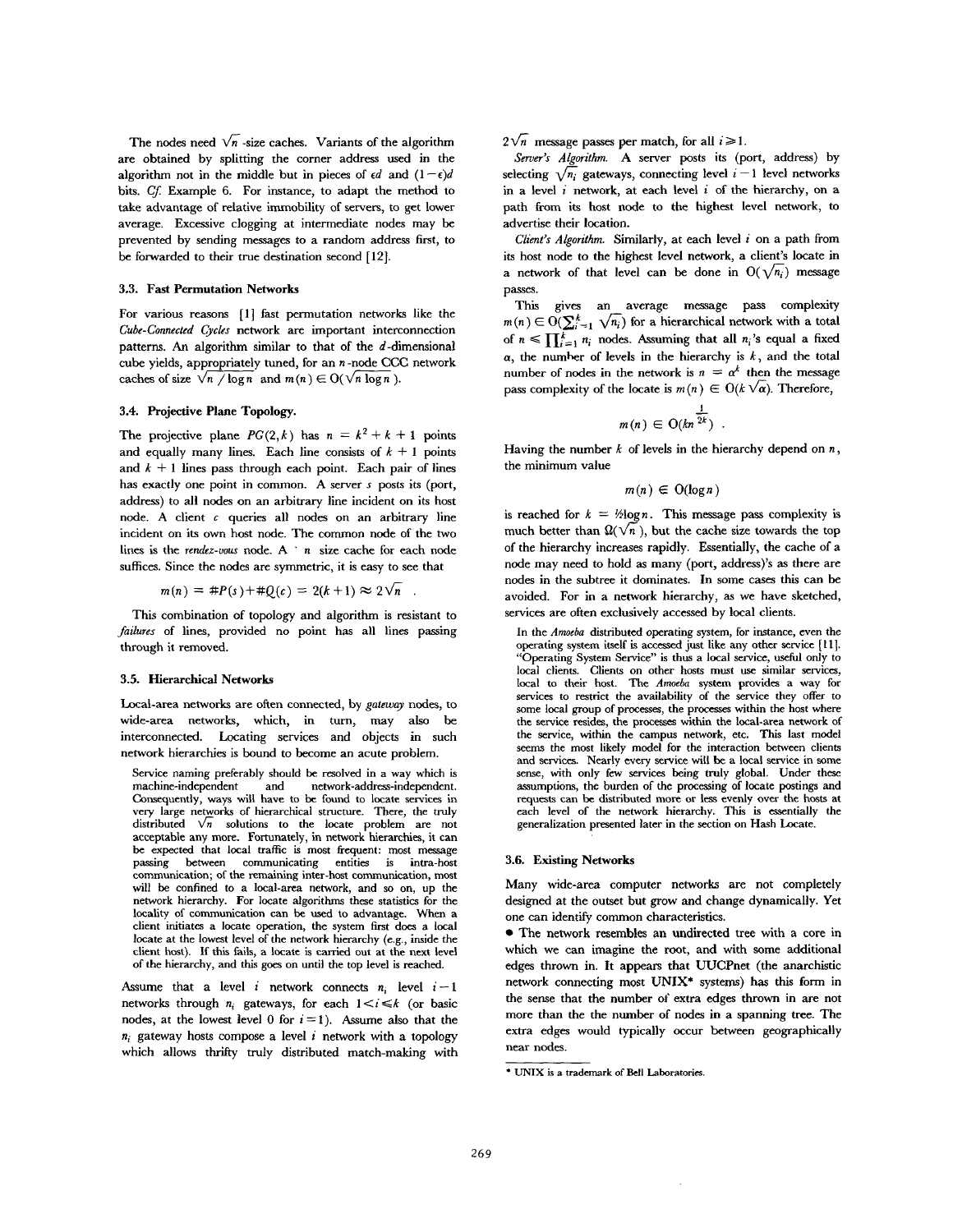The nodes need $\sqrt{n}$ -size caches. Variants of the algorithm are obtained by splitting the corner address used in the algorithm not in the middle but in pieces of $\epsilon d$ and $(1-\epsilon)d$ bits. *Cf.* Example 6. For instance, to adapt the method to take advantage of relative immobility of servers, to get lower average. Excessive clogging at intermediate nodes may be prevented by sending messages to a random address first, to be forwarded to their true destination second [12].

### 3.3. Fast Permutation Networks

For various reasons [1] fast permutation networks like the *Cube-Connected Cycles* network are important interconnection patterns. An algorithm similar to that of the $d$-dimensional cube yields, appropriately tuned, for an $n$-node CCC network caches of size $\sqrt{n / \log n}$ and $m(n) \in O(\sqrt{n \log n})$.

### 3.4. Projective Plane Topology.

The projective plane $PG(2,k)$ has $n = k^2 + k + 1$ points and equally many lines. Each line consists of $k+1$ points and $k+1$ lines pass through each point. Each pair of lines has exactly one point in common. A server $s$ posts its (port, address) to all nodes on an arbitrary line incident on its host node. A client $c$ queries all nodes on an arbitrary line incident on its own host node. The common node of the two lines is the *rendez-vous* node. A $\sqrt{n}$ size cache for each node suffices. Since the nodes are symmetric, it is easy to see that

$$m(n) = \#P(s) + \#Q(c) = 2(k+1) \approx 2\sqrt{n} \ .$$

This combination of topology and algorithm is resistant to *failures* of lines, provided no point has all lines passing through it removed.

### 3.5. Hierarchical Networks

Local-area networks are often connected, by *gateway* nodes, to wide-area networks, which, in turn, may also be interconnected. Locating services and objects in such network hierarchies is bound to become an acute problem.

Service naming preferably should be resolved in a way which is machine-independent and network-address-independent. Consequently, ways will have to be found to locate services in very large networks of hierarchical structure. There, the truly distributed $\sqrt{n}$ solutions to the locate problem are not acceptable any more. Fortunately, in network hierarchies, it can be expected that local traffic is most frequent: most message passing between communicating entities is intra-host communication; of the remaining inter-host communication, most will be confined to a local-area network, and so on, up the network hierarchy. For locate algorithms these statistics for the locality of communication can be used to advantage. When a client initiates a locate operation, the system first does a local locate at the lowest level of the network hierarchy (e.g., inside the client host). If this fails, a locate is carried out at the next level of the hierarchy, and this goes on until the top level is reached.

Assume that a level $i$ network connects $n_i$ level $i-1$ networks through $n_i$ gateways, for each $1 < i \leqslant k$ (or basic nodes, at the lowest level 0 for $i = 1$). Assume also that the $n_i$ gateway hosts compose a level $i$ network with a topology which allows thrifty truly distributed match-making with $2\sqrt{n}$ message passes per match, for all $i \geqslant 1$.

*Server's Algorithm.* A server posts its (port, address) by selecting $\sqrt{n_i}$ gateways, connecting level $i-1$ level networks in a level $i$ network, at each level $i$ of the hierarchy, on a path from its host node to the highest level network, to advertise their location.

*Client's Algorithm.* Similarly, at each level $i$ on a path from its host node to the highest level network, a client's locate in a network of that level can be done in $O(\sqrt{n_i})$ message passes.

This gives an average message pass complexity $m(n) \in O(\sum_{i=1}^{k} \sqrt{n_i})$ for a hierarchical network with a total of $n \leqslant \prod_{i=1}^{k} n_i$ nodes. Assuming that all $n_i$'s equal a fixed $\alpha$, the number of levels in the hierarchy is $k$, and the total number of nodes in the network is $n = \alpha^k$ then the message pass complexity of the locate is $m(n) \in O(k\sqrt{\alpha})$. Therefore,

$$m(n) \in O(kn^{\frac{1}{2k}}) \ .$$

Having the number $k$ of levels in the hierarchy depend on $n$, the minimum value

$$m(n) \in O(\log n)$$

is reached for $k = \frac{1}{2}\log n$. This message pass complexity is much better than $\Omega(\sqrt{n})$, but the cache size towards the top of the hierarchy increases rapidly. Essentially, the cache of a node may need to hold as many (port, address)'s as there are nodes in the subtree it dominates. In some cases this can be avoided. For in a network hierarchy, as we have sketched, services are often exclusively accessed by local clients.

In the *Amoeba* distributed operating system, for instance, even the operating system itself is accessed just like any other service [11]. "Operating System Service" is thus a local service, useful only to local clients. Clients on other hosts must use similar services, local to their host. The *Amoeba* system provides a way for services to restrict the availability of the service they offer to some local group of processes, the processes within the host where the service resides, the processes within the local-area network of the service, within the campus network, etc. This last model seems the most likely model for the interaction between clients and services. Nearly every service will be a local service in some sense, with only few services being truly global. Under these assumptions, the burden of the processing of locate postings and requests can be distributed more or less evenly over the hosts at each level of the network hierarchy. This is essentially the generalization presented later in the section on Hash Locate.

### 3.6. Existing Networks

Many wide-area computer networks are not completely designed at the outset but grow and change dynamically. Yet one can identify common characteristics.

- The network resembles an undirected tree with a core in which we can imagine the root, and with some additional edges thrown in. It appears that UUCPnet (the anarchistic network connecting most UNIX* systems) has this form in the sense that the number of extra edges thrown in are not more than the the number of nodes in a spanning tree. The extra edges would typically occur between geographically near nodes.

\* UNIX is a trademark of Bell Laboratories.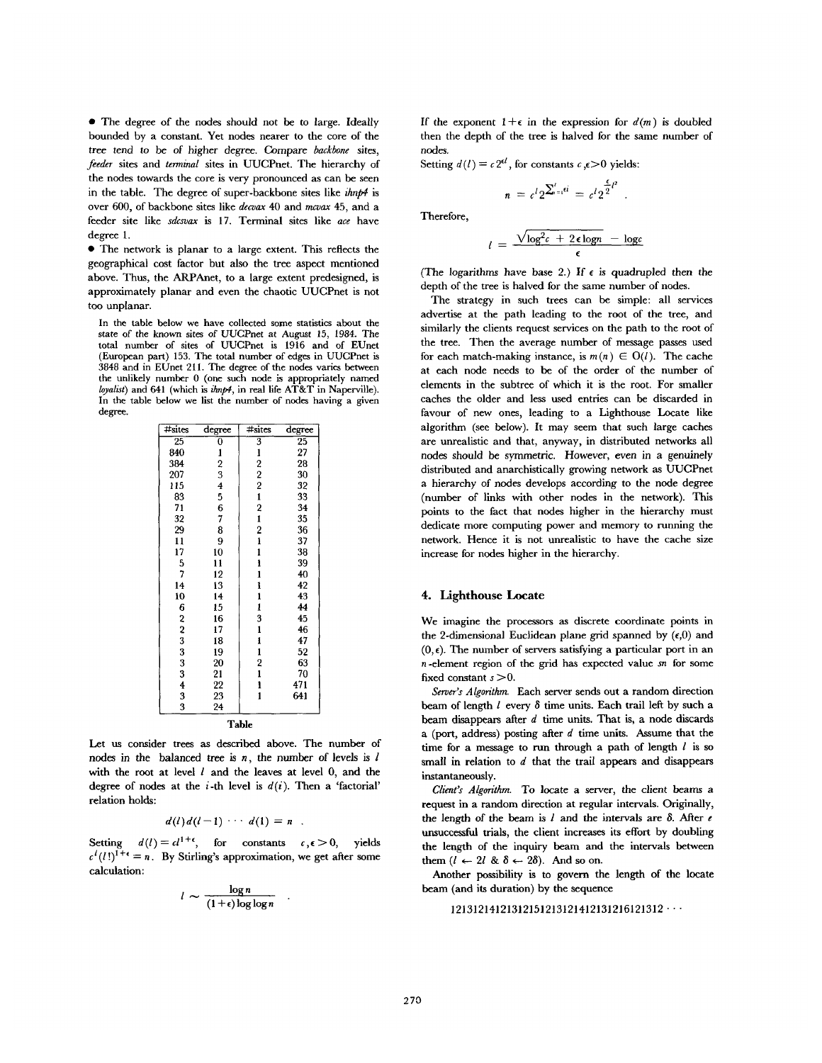• The degree of the nodes should not be to large. Ideally bounded by a constant. Yet nodes nearer to the core of the tree tend to be of higher degree. Compare *backbone* sites, *feeder* sites and *terminal* sites in UUCPnet. The hierarchy of the nodes towards the core is very pronounced as can be seen in the table. The degree of super-backbone sites like *ihnp4* is over 600, of backbone sites like *decvax* 40 and *mcvax* 45, and a feeder site like *sdcsvax* is 17. Terminal sites like *ace* have degree 1.

• The network is planar to a large extent. This reflects the geographical cost factor but also the tree aspect mentioned above. Thus, the ARPAnet, to a large extent predesigned, is approximately planar and even the chaotic UUCPnet is not too unplanar.

In the table below we have collected some statistics about the state of the known sites of UUCPnet at August 15, 1984. The total number of sites of UUCPnet is 1916 and of EUnet (European part) 153. The total number of edges in UUCPnet is 3848 and in EUnet 211. The degree of the nodes varies between the unlikely number 0 (one such node is appropriately named *loyalist*) and 641 (which is *ihnp4*, in real life AT&T in Naperville). In the table below we list the number of nodes having a given degree.

| #sites | degree | #sites | degree |
|---|---|---|---|
| 25 | 0 | 3 | 25 |
| 840 | 1 | 1 | 27 |
| 384 | 2 | 2 | 28 |
| 207 | 3 | 2 | 30 |
| 115 | 4 | 2 | 32 |
| 83 | 5 | 1 | 33 |
| 71 | 6 | 2 | 34 |
| 32 | 7 | 1 | 35 |
| 29 | 8 | 2 | 36 |
| 11 | 9 | 1 | 37 |
| 17 | 10 | 1 | 38 |
| 5 | 11 | 1 | 39 |
| 7 | 12 | 1 | 40 |
| 14 | 13 | 1 | 42 |
| 10 | 14 | 1 | 43 |
| 6 | 15 | 1 | 44 |
| 2 | 16 | 3 | 45 |
| 2 | 17 | 1 | 46 |
| 3 | 18 | 1 | 47 |
| 3 | 19 | 1 | 52 |
| 3 | 20 | 2 | 63 |
| 3 | 21 | 1 | 70 |
| 4 | 22 | 1 | 471 |
| 3 | 23 | 1 | 641 |
| 3 | 24 | | |

Table

Let us consider trees as described above. The number of nodes in the balanced tree is $n$, the number of levels is $l$ with the root at level $l$ and the leaves at level 0, and the degree of nodes at the $i$-th level is $d(i)$. Then a 'factorial' relation holds:

$$d(l)d(l-1) \cdots d(1) = n \ .$$

Setting $d(l) = cl^{1+\epsilon}$, for constants $c, \epsilon > 0$, yields $c^l(l!)^{1+\epsilon} = n$. By Stirling's approximation, we get after some calculation:

$$l \sim \frac{\log n}{(1+\epsilon)\log\log n} \ .$$

If the exponent $1+\epsilon$ in the expression for $d(m)$ is doubled then the depth of the tree is halved for the same number of nodes.

Setting $d(l) = c2^{\epsilon l}$, for constants $c, \epsilon > 0$ yields:

$$n = c^l 2^{\sum_{i=1}^{l} \epsilon i} = c^l 2^{\frac{\epsilon}{2} l^2} \ .$$

Therefore,

$$l = \frac{\sqrt{\log^2 c + 2\epsilon \log n} - \log c}{\epsilon}$$

(The logarithms have base 2.) If $\epsilon$ is quadrupled then the depth of the tree is halved for the same number of nodes.

The strategy in such trees can be simple: all services advertise at the path leading to the root of the tree, and similarly the clients request services on the path to the root of the tree. Then the average number of message passes used for each match-making instance, is $m(n) \in O(l)$. The cache at each node needs to be of the order of the number of elements in the subtree of which it is the root. For smaller caches the older and less used entries can be discarded in favour of new ones, leading to a Lighthouse Locate like algorithm (see below). It may seem that such large caches are unrealistic and that, anyway, in distributed networks all nodes should be symmetric. However, even in a genuinely distributed and anarchistically growing network as UUCPnet a hierarchy of nodes develops according to the node degree (number of links with other nodes in the network). This points to the fact that nodes higher in the hierarchy must dedicate more computing power and memory to running the network. Hence it is not unrealistic to have the cache size increase for nodes higher in the hierarchy.

## 4. Lighthouse Locate

We imagine the processors as discrete coordinate points in the 2-dimensional Euclidean plane grid spanned by $(\epsilon, 0)$ and $(0, \epsilon)$. The number of servers satisfying a particular port in an $n$-element region of the grid has expected value $sn$ for some fixed constant $s > 0$.

*Server's Algorithm.* Each server sends out a random direction beam of length $l$ every $\delta$ time units. Each trail left by such a beam disappears after $d$ time units. That is, a node discards a (port, address) posting after $d$ time units. Assume that the time for a message to run through a path of length $l$ is so small in relation to $d$ that the trail appears and disappears instantaneously.

*Client's Algorithm.* To locate a server, the client beams a request in a random direction at regular intervals. Originally, the length of the beam is $l$ and the intervals are $\delta$. After $e$ unsuccessful trials, the client increases its effort by doubling the length of the inquiry beam and the intervals between them ($l \leftarrow 2l$ & $\delta \leftarrow 2\delta$). And so on.

Another possibility is to govern the length of the locate beam (and its duration) by the sequence

1213121412131215121312141213121612131 2 $\cdots$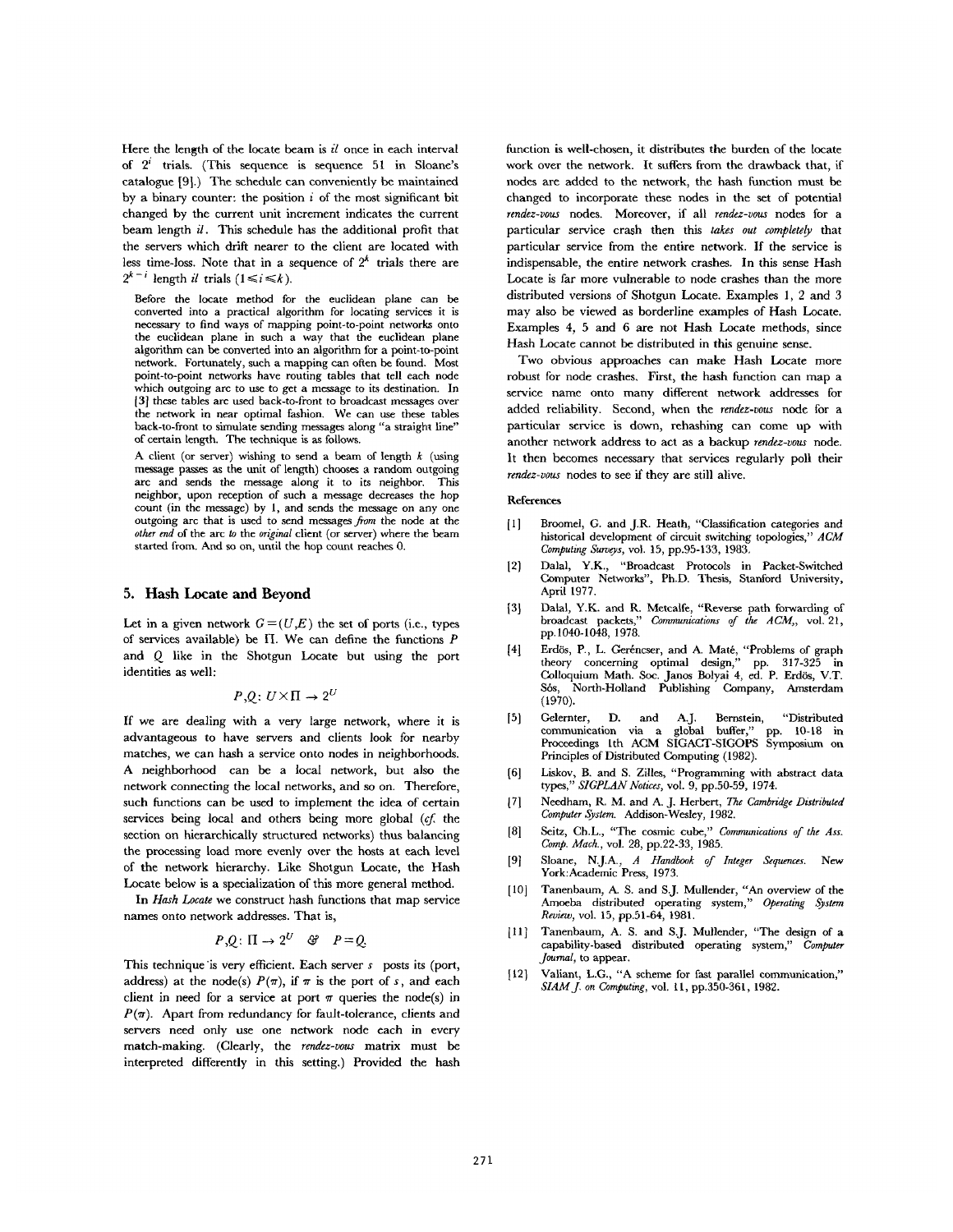Here the length of the locate beam is $il$ once in each interval of $2^i$ trials. (This sequence is sequence 51 in Sloane's catalogue [9].) The schedule can conveniently be maintained by a binary counter: the position $i$ of the most significant bit changed by the current unit increment indicates the current beam length $il$. This schedule has the additional profit that the servers which drift nearer to the client are located with less time-loss. Note that in a sequence of $2^k$ trials there are $2^{k-i}$ length $il$ trials ($1 \leq i \leq k$).

Before the locate method for the euclidean plane can be converted into a practical algorithm for locating services it is necessary to find ways of mapping point-to-point networks onto the euclidean plane in such a way that the euclidean plane algorithm can be converted into an algorithm for a point-to-point network. Fortunately, such a mapping can often be found. Most point-to-point networks have routing tables that tell each node which outgoing arc to use to get a message to its destination. In [3] these tables are used back-to-front to broadcast messages over the network in near optimal fashion. We can use these tables back-to-front to simulate sending messages along "a straight line" of certain length. The technique is as follows.

A client (or server) wishing to send a beam of length $k$ (using message passes as the unit of length) chooses a random outgoing arc and sends the message along it to its neighbor. This neighbor, upon reception of such a message decreases the hop count (in the message) by 1, and sends the message on any one outgoing arc that is used to send messages *from* the node at the *other end* of the arc *to* the *original* client (or server) where the beam started from. And so on, until the hop count reaches 0.

## 5. Hash Locate and Beyond

Let in a given network $G = (U, E)$ the set of ports (i.e., types of services available) be $\Pi$. We can define the functions $P$ and $Q$ like in the Shotgun Locate but using the port identities as well:

$$P, Q: U \times \Pi \rightarrow 2^U$$

If we are dealing with a very large network, where it is advantageous to have servers and clients look for nearby matches, we can hash a service onto nodes in neighborhoods. A neighborhood can be a local network, but also the network connecting the local networks, and so on. Therefore, such functions can be used to implement the idea of certain services being local and others being more global (*cf.* the section on hierarchically structured networks) thus balancing the processing load more evenly over the hosts at each level of the network hierarchy. Like Shotgun Locate, the Hash Locate below is a specialization of this more general method.

In *Hash Locate* we construct hash functions that map service names onto network addresses. That is,

$$P, Q: \Pi \rightarrow 2^U \quad \& \quad P = Q.$$

This technique is very efficient. Each server $s$ posts its (port, address) at the node(s) $P(\pi)$, if $\pi$ is the port of $s$, and each client in need for a service at port $\pi$ queries the node(s) in $P(\pi)$. Apart from redundancy for fault-tolerance, clients and servers need only use one network node each in every match-making. (Clearly, the *rendez-vous* matrix must be interpreted differently in this setting.) Provided the hash function is well-chosen, it distributes the burden of the locate work over the network. It suffers from the drawback that, if nodes are added to the network, the hash function must be changed to incorporate these nodes in the set of potential *rendez-vous* nodes. Moreover, if all *rendez-vous* nodes for a particular service crash then this *takes out completely* that particular service from the entire network. If the service is indispensable, the entire network crashes. In this sense Hash Locate is far more vulnerable to node crashes than the more distributed versions of Shotgun Locate. Examples 1, 2 and 3 may also be viewed as borderline examples of Hash Locate. Examples 4, 5 and 6 are not Hash Locate methods, since Hash Locate cannot be distributed in this genuine sense.

Two obvious approaches can make Hash Locate more robust for node crashes. First, the hash function can map a service name onto many different network addresses for added reliability. Second, when the *rendez-vous* node for a particular service is down, rehashing can come up with another network address to act as a backup *rendez-vous* node. It then becomes necessary that services regularly poll their *rendez-vous* nodes to see if they are still alive.

### References

[1] Broomel, G. and J.R. Heath, "Classification categories and historical development of circuit switching topologies," *ACM Computing Surveys*, vol. 15, pp.95-133, 1983.

[2] Dalal, Y.K., "Broadcast Protocols in Packet-Switched Computer Networks", Ph.D. Thesis, Stanford University, April 1977.

[3] Dalal, Y.K. and R. Metcalfe, "Reverse path forwarding of broadcast packets," *Communications of the ACM,*, vol. 21, pp.1040-1048, 1978.

[4] Erdös, P., L. Geréncser, and A. Maté, "Problems of graph theory concerning optimal design," pp. 317-325 in Colloquium Math. Soc. Janos Bolyai 4, ed. P. Erdös, V.T. Sós, North-Holland Publishing Company, Amsterdam (1970).

[5] Gelernter, D. and A.J. Bernstein, "Distributed communication via a global buffer," pp. 10-18 in Proceedings 1th ACM SIGACT-SIGOPS Symposium on Principles of Distributed Computing (1982).

[6] Liskov, B. and S. Zilles, "Programming with abstract data types," *SIGPLAN Notices*, vol. 9, pp.50-59, 1974.

[7] Needham, R. M. and A. J. Herbert, *The Cambridge Distributed Computer System.* Addison-Wesley, 1982.

[8] Seitz, Ch.L., "The cosmic cube," *Communications of the Ass. Comp. Mach.*, vol. 28, pp.22-33, 1985.

[9] Sloane, N.J.A., *A Handbook of Integer Sequences.* New York:Academic Press, 1973.

[10] Tanenbaum, A. S. and S.J. Mullender, "An overview of the Amoeba distributed operating system," *Operating System Review*, vol. 15, pp.51-64, 1981.

[11] Tanenbaum, A. S. and S.J. Mullender, "The design of a capability-based distributed operating system," *Computer Journal*, to appear.

[12] Valiant, L.G., "A scheme for fast parallel communication," *SIAM J. on Computing*, vol. 11, pp.350-361, 1982.